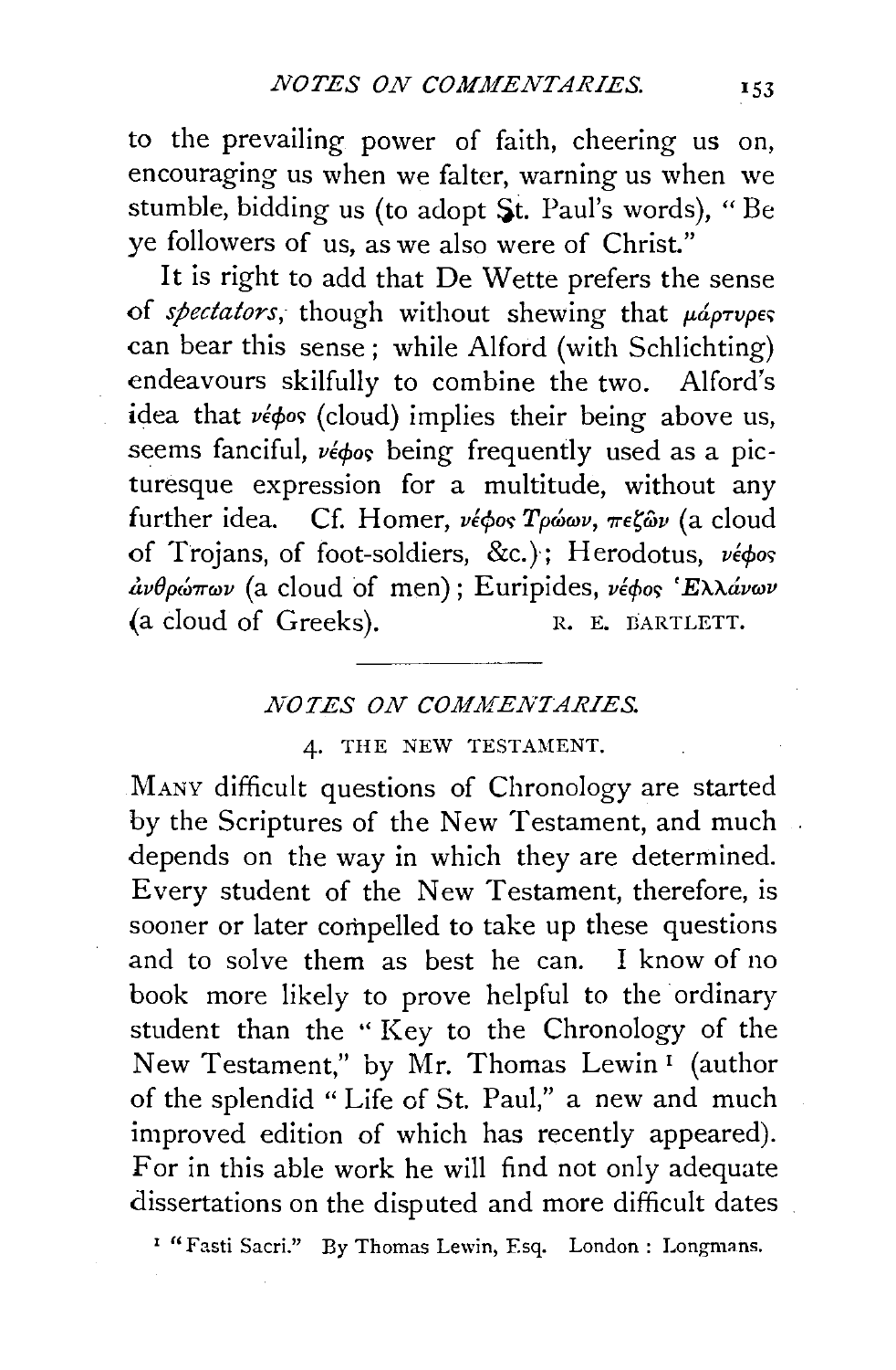to the prevailing power of faith, cheering us on, encouraging us when we falter, warning us when we stumble, bidding us (to adopt St. Paul's words), "Be ye followers of us, as we also were of Christ."

It is right to add that De Wette prefers the sense of *spectators*, though without shewing that μάρτυρες can bear this sense; while Alford (with Schlichting) endeavours skilfully to combine the two. Alford's idea that νέφος (cloud) implies their being above us, seems fanciful, νέφος being frequently used as a picturesque expression for a multitude, without any further idea. Cf. Homer, νέφος Τρώων, πεζῶν (a cloud of Trojans, of foot-soldiers, &c.); Herodotus, νέφος ἀνθρώπων (a cloud of men); Euripides, νέφος Ἑλλάνων (a cloud of Greeks).

R. E. BARTLETT.

---

## NOTES ON COMMENTARIES.

### 4. THE NEW TESTAMENT.

MANY difficult questions of Chronology are started by the Scriptures of the New Testament, and much depends on the way in which they are determined. Every student of the New Testament, therefore, is sooner or later compelled to take up these questions and to solve them as best he can. I know of no book more likely to prove helpful to the ordinary student than the "Key to the Chronology of the New Testament," by Mr. Thomas Lewin[1] (author of the splendid "Life of St. Paul," a new and much improved edition of which has recently appeared). For in this able work he will find not only adequate dissertations on the disputed and more difficult dates

[1] "Fasti Sacri." By Thomas Lewin, Esq. London: Longmans.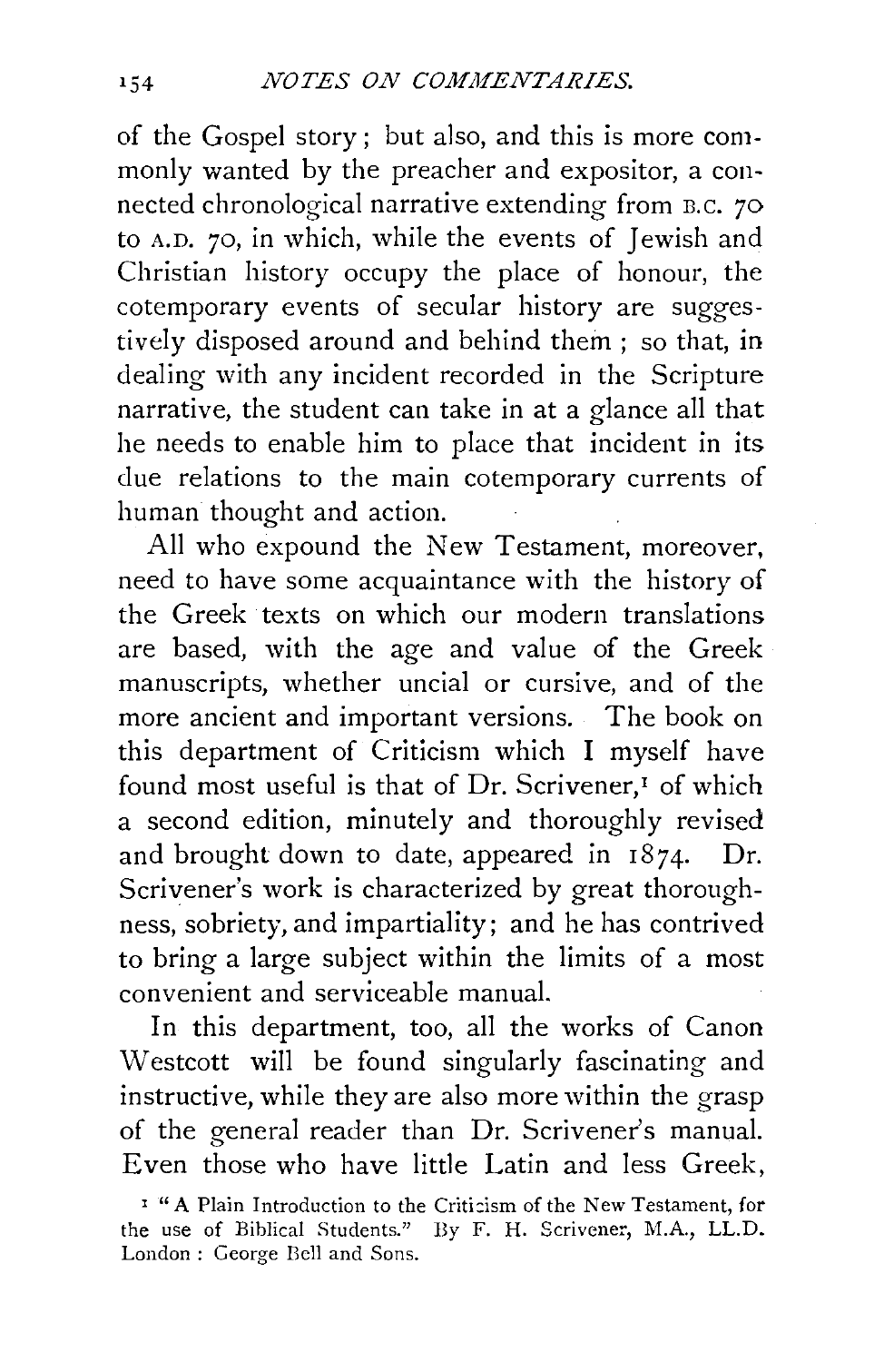of the Gospel story; but also, and this is more commonly wanted by the preacher and expositor, a connected chronological narrative extending from B.C. 70 to A.D. 70, in which, while the events of Jewish and Christian history occupy the place of honour, the cotemporary events of secular history are suggestively disposed around and behind them; so that, in dealing with any incident recorded in the Scripture narrative, the student can take in at a glance all that he needs to enable him to place that incident in its due relations to the main cotemporary currents of human thought and action.

All who expound the New Testament, moreover, need to have some acquaintance with the history of the Greek texts on which our modern translations are based, with the age and value of the Greek manuscripts, whether uncial or cursive, and of the more ancient and important versions. The book on this department of Criticism which I myself have found most useful is that of Dr. Scrivener,[1] of which a second edition, minutely and thoroughly revised and brought down to date, appeared in 1874. Dr. Scrivener's work is characterized by great thoroughness, sobriety, and impartiality; and he has contrived to bring a large subject within the limits of a most convenient and serviceable manual.

In this department, too, all the works of Canon Westcott will be found singularly fascinating and instructive, while they are also more within the grasp of the general reader than Dr. Scrivener's manual. Even those who have little Latin and less Greek,

[1] "A Plain Introduction to the Criticism of the New Testament, for the use of Biblical Students." By F. H. Scrivener, M.A., LL.D. London: George Bell and Sons.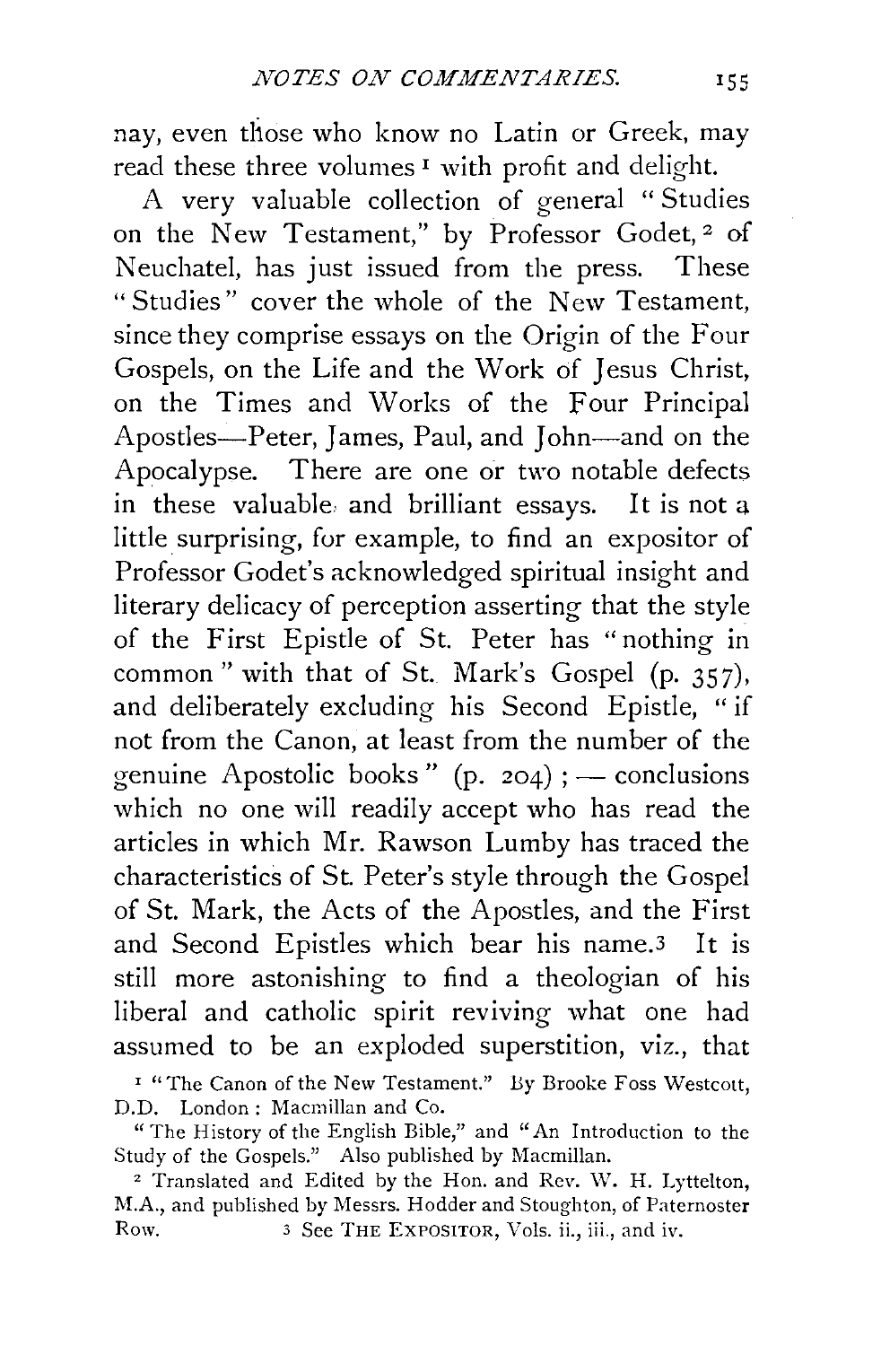nay, even those who know no Latin or Greek, may read these three volumes [1] with profit and delight.

A very valuable collection of general "Studies on the New Testament," by Professor Godet, [2] of Neuchatel, has just issued from the press. These "Studies" cover the whole of the New Testament, since they comprise essays on the Origin of the Four Gospels, on the Life and the Work of Jesus Christ, on the Times and Works of the Four Principal Apostles—Peter, James, Paul, and John—and on the Apocalypse. There are one or two notable defects in these valuable and brilliant essays. It is not a little surprising, for example, to find an expositor of Professor Godet's acknowledged spiritual insight and literary delicacy of perception asserting that the style of the First Epistle of St. Peter has "nothing in common" with that of St. Mark's Gospel (p. 357), and deliberately excluding his Second Epistle, "if not from the Canon, at least from the number of the genuine Apostolic books" (p. 204); — conclusions which no one will readily accept who has read the articles in which Mr. Rawson Lumby has traced the characteristics of St. Peter's style through the Gospel of St. Mark, the Acts of the Apostles, and the First and Second Epistles which bear his name.[3] It is still more astonishing to find a theologian of his liberal and catholic spirit reviving what one had assumed to be an exploded superstition, viz., that

[1] "The Canon of the New Testament." By Brooke Foss Westcott, D.D. London: Macmillan and Co.

"The History of the English Bible," and "An Introduction to the Study of the Gospels." Also published by Macmillan.

[2] Translated and Edited by the Hon. and Rev. W. H. Lyttelton, M.A., and published by Messrs. Hodder and Stoughton, of Paternoster Row.

[3] See THE EXPOSITOR, Vols. ii., iii., and iv.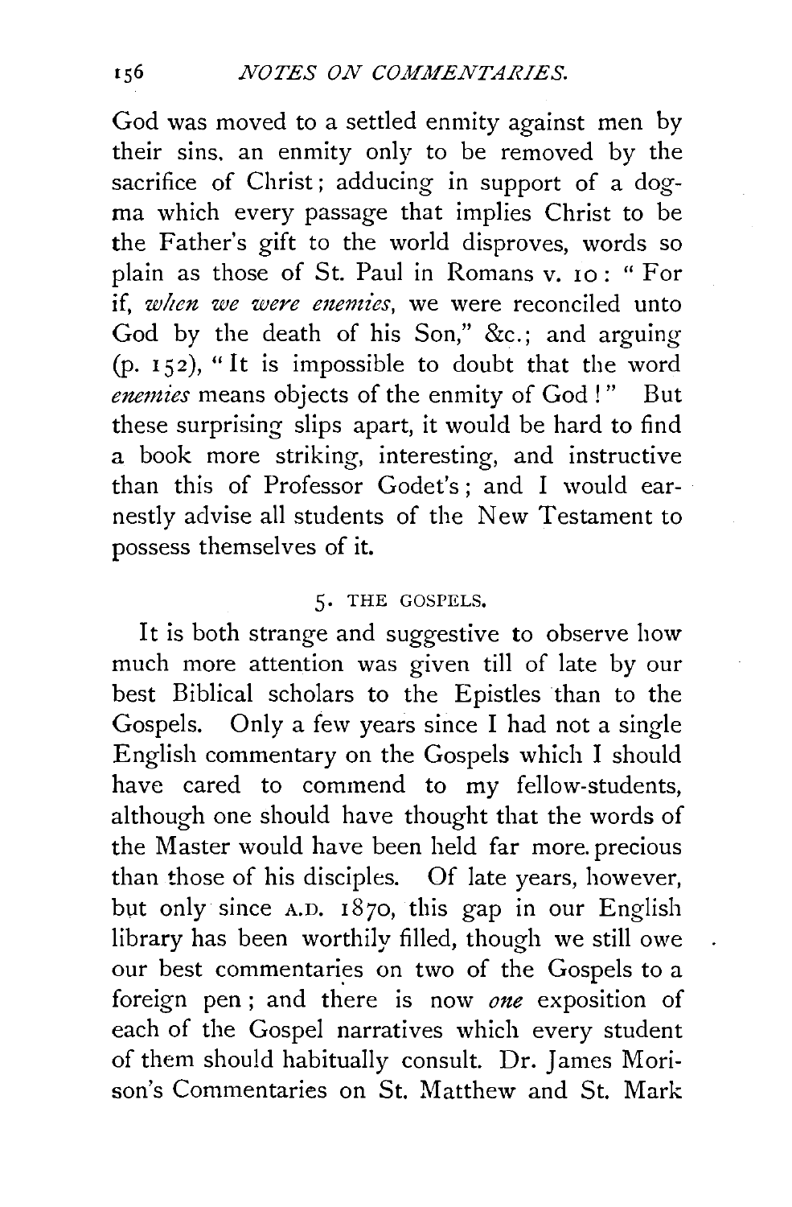God was moved to a settled enmity against men by their sins, an enmity only to be removed by the sacrifice of Christ; adducing in support of a dogma which every passage that implies Christ to be the Father's gift to the world disproves, words so plain as those of St. Paul in Romans v. 10: "For if, *when we were enemies*, we were reconciled unto God by the death of his Son," &c.; and arguing (p. 152), "It is impossible to doubt that the word *enemies* means objects of the enmity of God!" But these surprising slips apart, it would be hard to find a book more striking, interesting, and instructive than this of Professor Godet's; and I would earnestly advise all students of the New Testament to possess themselves of it.

## 5. THE GOSPELS.

It is both strange and suggestive to observe how much more attention was given till of late by our best Biblical scholars to the Epistles than to the Gospels. Only a few years since I had not a single English commentary on the Gospels which I should have cared to commend to my fellow-students, although one should have thought that the words of the Master would have been held far more precious than those of his disciples. Of late years, however, but only since A.D. 1870, this gap in our English library has been worthily filled, though we still owe our best commentaries on two of the Gospels to a foreign pen; and there is now *one* exposition of each of the Gospel narratives which every student of them should habitually consult. Dr. James Morison's Commentaries on St. Matthew and St. Mark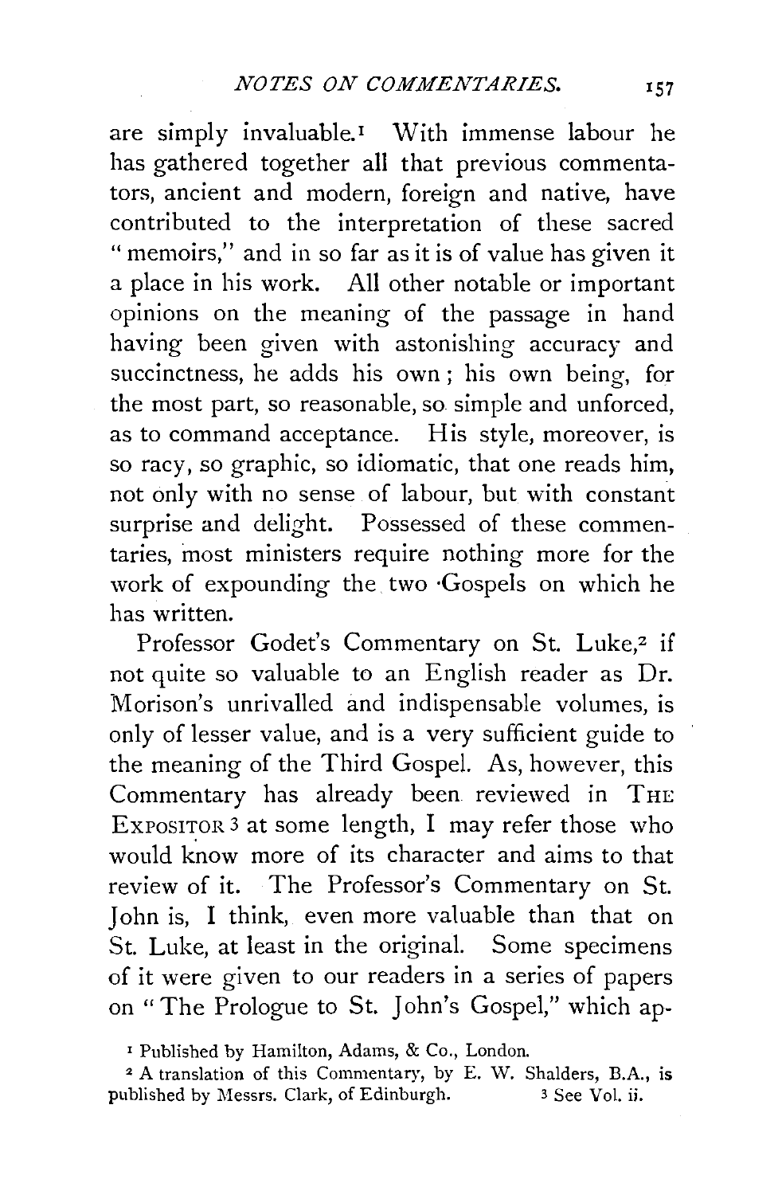are simply invaluable.[1] With immense labour he has gathered together all that previous commentators, ancient and modern, foreign and native, have contributed to the interpretation of these sacred "memoirs," and in so far as it is of value has given it a place in his work. All other notable or important opinions on the meaning of the passage in hand having been given with astonishing accuracy and succinctness, he adds his own; his own being, for the most part, so reasonable, so simple and unforced, as to command acceptance. His style, moreover, is so racy, so graphic, so idiomatic, that one reads him, not only with no sense of labour, but with constant surprise and delight. Possessed of these commentaries, most ministers require nothing more for the work of expounding the two Gospels on which he has written.

Professor Godet's Commentary on St. Luke,[2] if not quite so valuable to an English reader as Dr. Morison's unrivalled and indispensable volumes, is only of lesser value, and is a very sufficient guide to the meaning of the Third Gospel. As, however, this Commentary has already been reviewed in THE EXPOSITOR[3] at some length, I may refer those who would know more of its character and aims to that review of it. The Professor's Commentary on St. John is, I think, even more valuable than that on St. Luke, at least in the original. Some specimens of it were given to our readers in a series of papers on "The Prologue to St. John's Gospel," which ap-

[1] Published by Hamilton, Adams, & Co., London.

[2] A translation of this Commentary, by E. W. Shalders, B.A., is published by Messrs. Clark, of Edinburgh.

[3] See Vol. ii.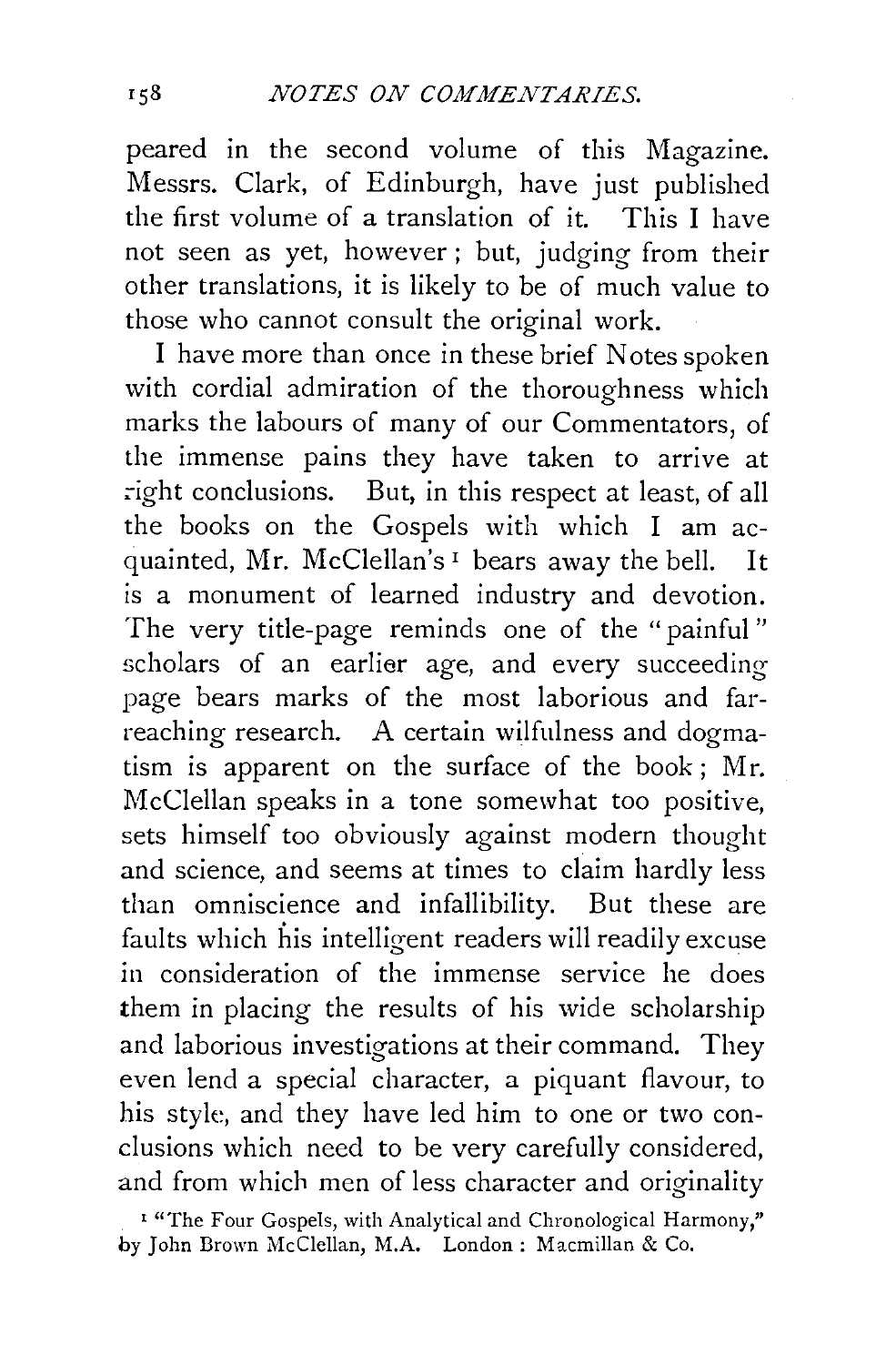peared in the second volume of this Magazine. Messrs. Clark, of Edinburgh, have just published the first volume of a translation of it. This I have not seen as yet, however; but, judging from their other translations, it is likely to be of much value to those who cannot consult the original work.

I have more than once in these brief Notes spoken with cordial admiration of the thoroughness which marks the labours of many of our Commentators, of the immense pains they have taken to arrive at right conclusions. But, in this respect at least, of all the books on the Gospels with which I am acquainted, Mr. McClellan's [1] bears away the bell. It is a monument of learned industry and devotion. The very title-page reminds one of the "painful" scholars of an earlier age, and every succeeding page bears marks of the most laborious and far-reaching research. A certain wilfulness and dogmatism is apparent on the surface of the book; Mr. McClellan speaks in a tone somewhat too positive, sets himself too obviously against modern thought and science, and seems at times to claim hardly less than omniscience and infallibility. But these are faults which his intelligent readers will readily excuse in consideration of the immense service he does them in placing the results of his wide scholarship and laborious investigations at their command. They even lend a special character, a piquant flavour, to his style, and they have led him to one or two conclusions which need to be very carefully considered, and from which men of less character and originality

[1] "The Four Gospels, with Analytical and Chronological Harmony," by John Brown McClellan, M.A. London: Macmillan & Co.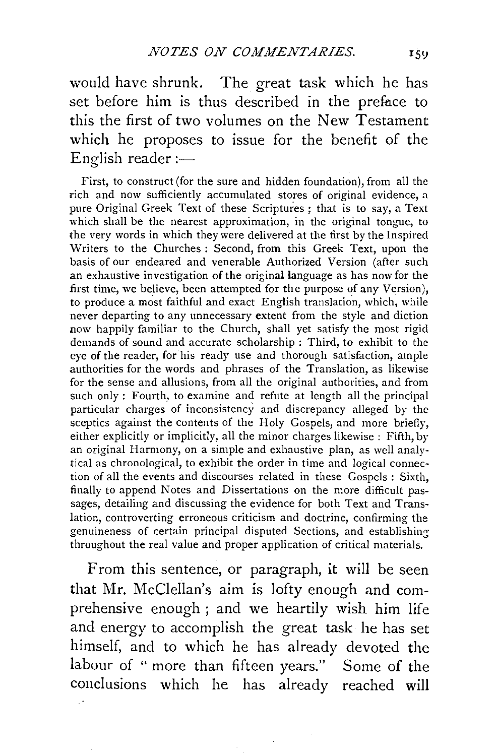would have shrunk. The great task which he has set before him is thus described in the preface to this the first of two volumes on the New Testament which he proposes to issue for the benefit of the English reader :—

> First, to construct (for the sure and hidden foundation), from all the rich and now sufficiently accumulated stores of original evidence, a pure Original Greek Text of these Scriptures ; that is to say, a Text which shall be the nearest approximation, in the original tongue, to the very words in which they were delivered at the first by the Inspired Writers to the Churches : Second, from this Greek Text, upon the basis of our endeared and venerable Authorized Version (after such an exhaustive investigation of the original language as has now for the first time, we believe, been attempted for the purpose of any Version), to produce a most faithful and exact English translation, which, while never departing to any unnecessary extent from the style and diction now happily familiar to the Church, shall yet satisfy the most rigid demands of sound and accurate scholarship : Third, to exhibit to the eye of the reader, for his ready use and thorough satisfaction, ample authorities for the words and phrases of the Translation, as likewise for the sense and allusions, from all the original authorities, and from such only : Fourth, to examine and refute at length all the principal particular charges of inconsistency and discrepancy alleged by the sceptics against the contents of the Holy Gospels, and more briefly, either explicitly or implicitly, all the minor charges likewise : Fifth, by an original Harmony, on a simple and exhaustive plan, as well analytical as chronological, to exhibit the order in time and logical connection of all the events and discourses related in these Gospels : Sixth, finally to append Notes and Dissertations on the more difficult passages, detailing and discussing the evidence for both Text and Translation, controverting erroneous criticism and doctrine, confirming the genuineness of certain principal disputed Sections, and establishing throughout the real value and proper application of critical materials.

From this sentence, or paragraph, it will be seen that Mr. McClellan's aim is lofty enough and comprehensive enough ; and we heartily wish him life and energy to accomplish the great task he has set himself, and to which he has already devoted the labour of " more than fifteen years." Some of the conclusions which he has already reached will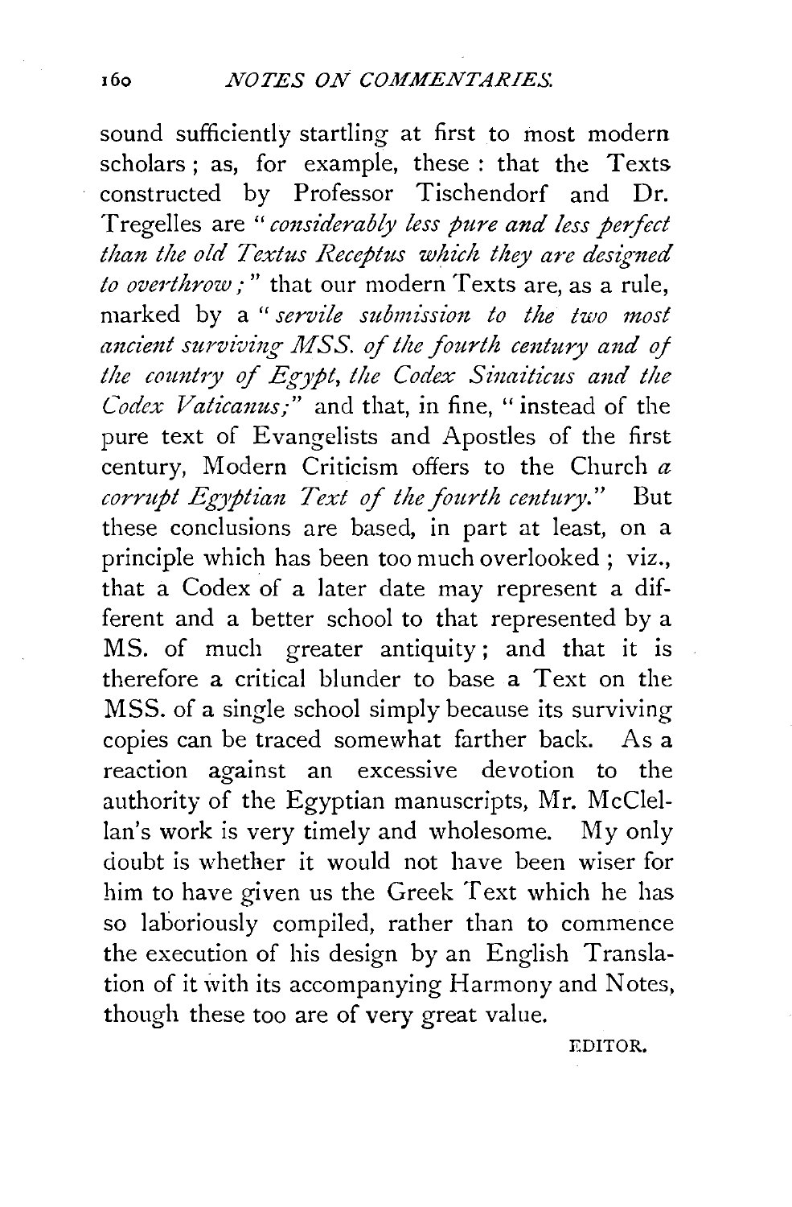sound sufficiently startling at first to most modern scholars; as, for example, these: that the Texts constructed by Professor Tischendorf and Dr. Tregelles are "*considerably less pure and less perfect than the old Textus Receptus which they are designed to overthrow;*" that our modern Texts are, as a rule, marked by a "*servile submission to the two most ancient surviving MSS. of the fourth century and of the country of Egypt, the Codex Sinaiticus and the Codex Vaticanus;*" and that, in fine, "instead of the pure text of Evangelists and Apostles of the first century, Modern Criticism offers to the Church *a corrupt Egyptian Text of the fourth century.*" But these conclusions are based, in part at least, on a principle which has been too much overlooked; viz., that a Codex of a later date may represent a different and a better school to that represented by a MS. of much greater antiquity; and that it is therefore a critical blunder to base a Text on the MSS. of a single school simply because its surviving copies can be traced somewhat farther back. As a reaction against an excessive devotion to the authority of the Egyptian manuscripts, Mr. McClellan's work is very timely and wholesome. My only doubt is whether it would not have been wiser for him to have given us the Greek Text which he has so laboriously compiled, rather than to commence the execution of his design by an English Translation of it with its accompanying Harmony and Notes, though these too are of very great value.

EDITOR.